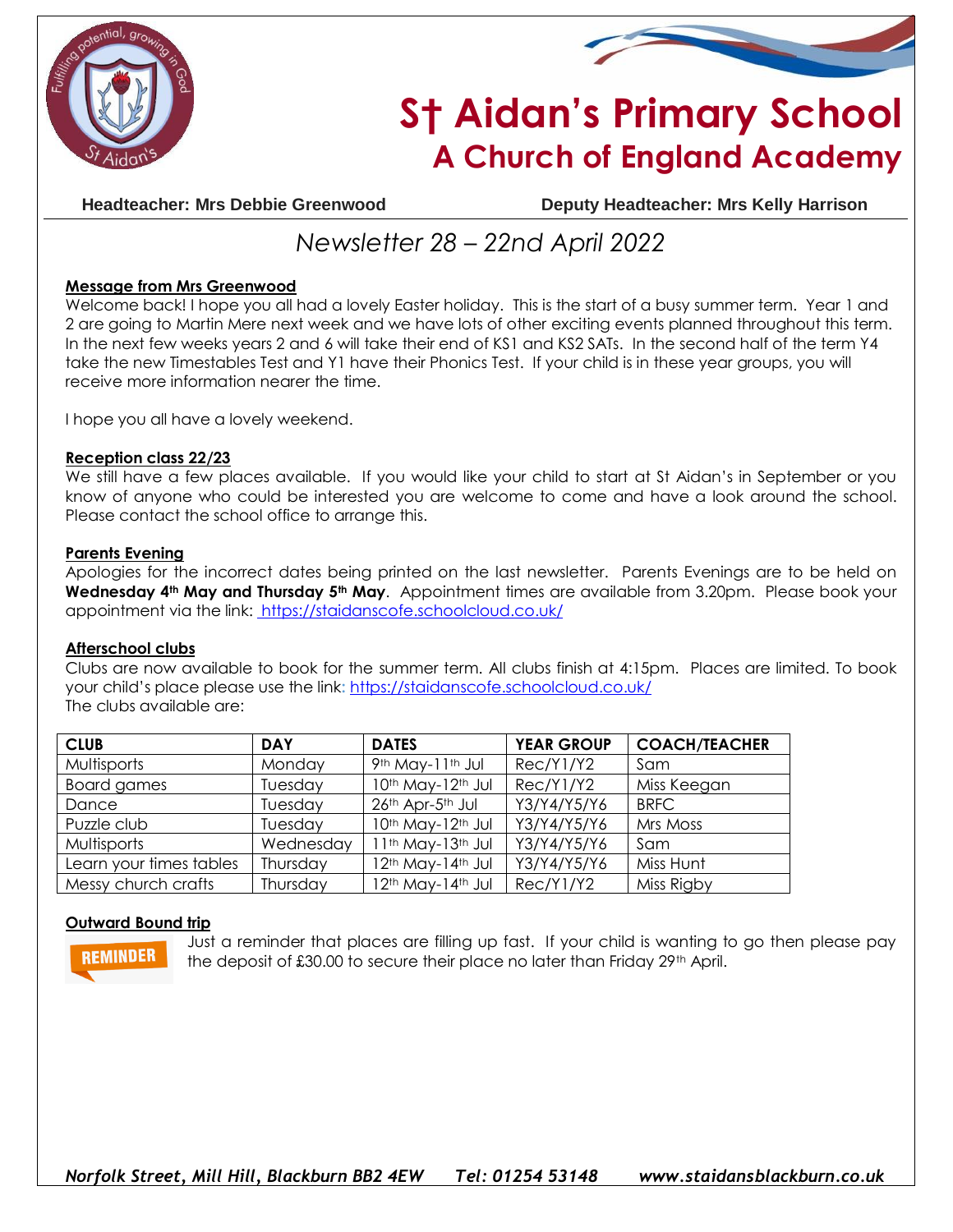# St Aidan's Primary School
## A Church of England Academy

**Headteacher: Mrs Debbie Greenwood** **Deputy Headteacher: Mrs Kelly Harrison**

*Newsletter 28 – 22nd April 2022*

**Message from Mrs Greenwood**

Welcome back! I hope you all had a lovely Easter holiday. This is the start of a busy summer term. Year 1 and 2 are going to Martin Mere next week and we have lots of other exciting events planned throughout this term. In the next few weeks years 2 and 6 will take their end of KS1 and KS2 SATs. In the second half of the term Y4 take the new Timestables Test and Y1 have their Phonics Test. If your child is in these year groups, you will receive more information nearer the time.

I hope you all have a lovely weekend.

**Reception class 22/23**

We still have a few places available. If you would like your child to start at St Aidan's in September or you know of anyone who could be interested you are welcome to come and have a look around the school. Please contact the school office to arrange this.

**Parents Evening**

Apologies for the incorrect dates being printed on the last newsletter. Parents Evenings are to be held on **Wednesday 4th May and Thursday 5th May**. Appointment times are available from 3.20pm. Please book your appointment via the link: https://staidanscofe.schoolcloud.co.uk/

**Afterschool clubs**

Clubs are now available to book for the summer term. All clubs finish at 4:15pm. Places are limited. To book your child's place please use the link: https://staidanscofe.schoolcloud.co.uk/
The clubs available are:

| CLUB | DAY | DATES | YEAR GROUP | COACH/TEACHER |
|---|---|---|---|---|
| Multisports | Monday | 9th May-11th Jul | Rec/Y1/Y2 | Sam |
| Board games | Tuesday | 10th May-12th Jul | Rec/Y1/Y2 | Miss Keegan |
| Dance | Tuesday | 26th Apr-5th Jul | Y3/Y4/Y5/Y6 | BRFC |
| Puzzle club | Tuesday | 10th May-12th Jul | Y3/Y4/Y5/Y6 | Mrs Moss |
| Multisports | Wednesday | 11th May-13th Jul | Y3/Y4/Y5/Y6 | Sam |
| Learn your times tables | Thursday | 12th May-14th Jul | Y3/Y4/Y5/Y6 | Miss Hunt |
| Messy church crafts | Thursday | 12th May-14th Jul | Rec/Y1/Y2 | Miss Rigby |

**Outward Bound trip**

REMINDER

Just a reminder that places are filling up fast. If your child is wanting to go then please pay the deposit of £30.00 to secure their place no later than Friday 29th April.

*Norfolk Street, Mill Hill, Blackburn BB2 4EW Tel: 01254 53148 www.staidansblackburn.co.uk*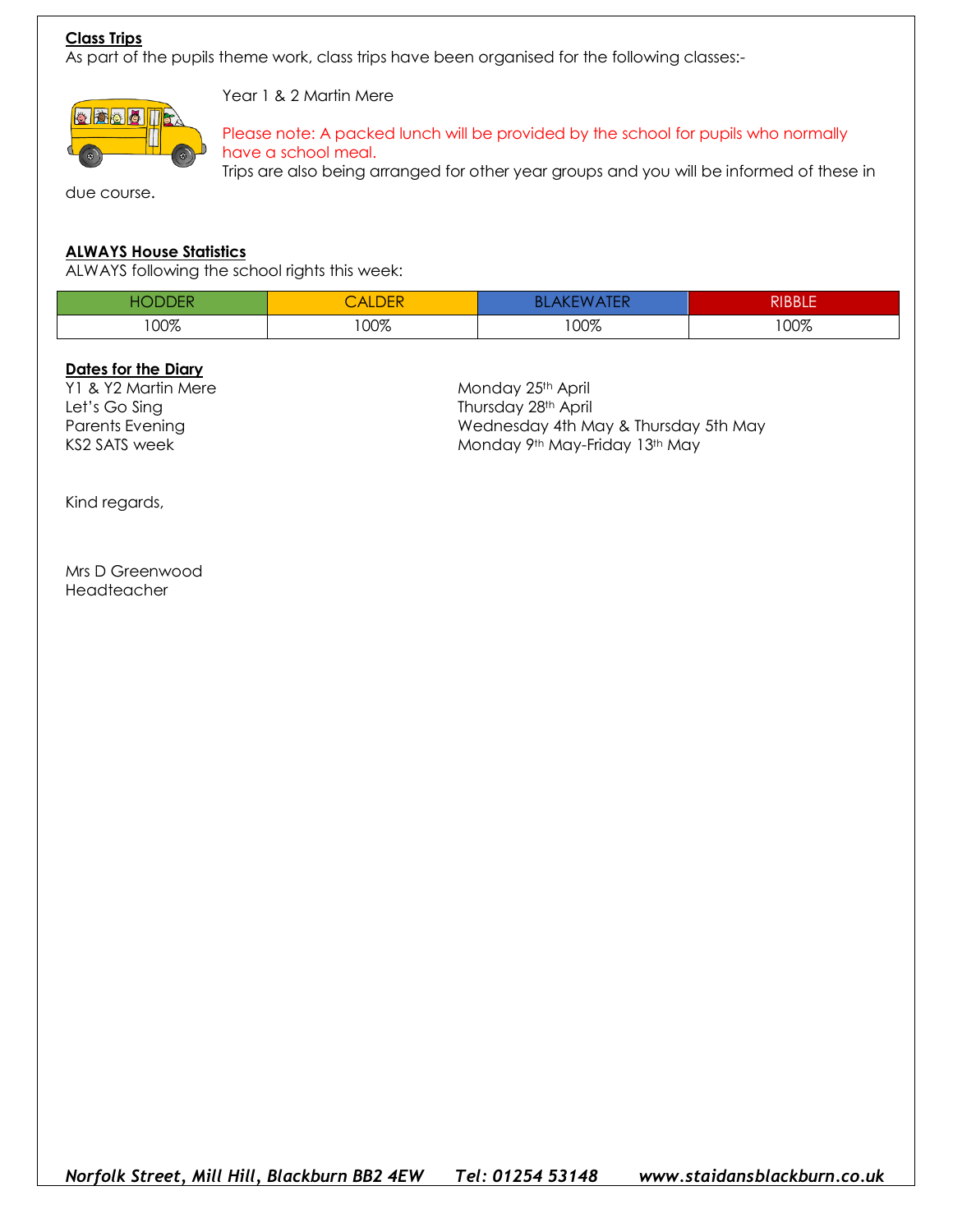**Class Trips**

As part of the pupils theme work, class trips have been organised for the following classes:-

Year 1 & 2 Martin Mere

Please note: A packed lunch will be provided by the school for pupils who normally have a school meal.

Trips are also being arranged for other year groups and you will be informed of these in due course.

**ALWAYS House Statistics**

ALWAYS following the school rights this week:

| HODDER | CALDER | BLAKEWATER | RIBBLE |
|---|---|---|---|
| 100% | 100% | 100% | 100% |

**Dates for the Diary**

| | |
|---|---|
| Y1 & Y2 Martin Mere | Monday 25th April |
| Let's Go Sing | Thursday 28th April |
| Parents Evening | Wednesday 4th May & Thursday 5th May |
| KS2 SATS week | Monday 9th May-Friday 13th May |

Kind regards,

Mrs D Greenwood
Headteacher

*Norfolk Street, Mill Hill, Blackburn BB2 4EW Tel: 01254 53148 www.staidansblackburn.co.uk*